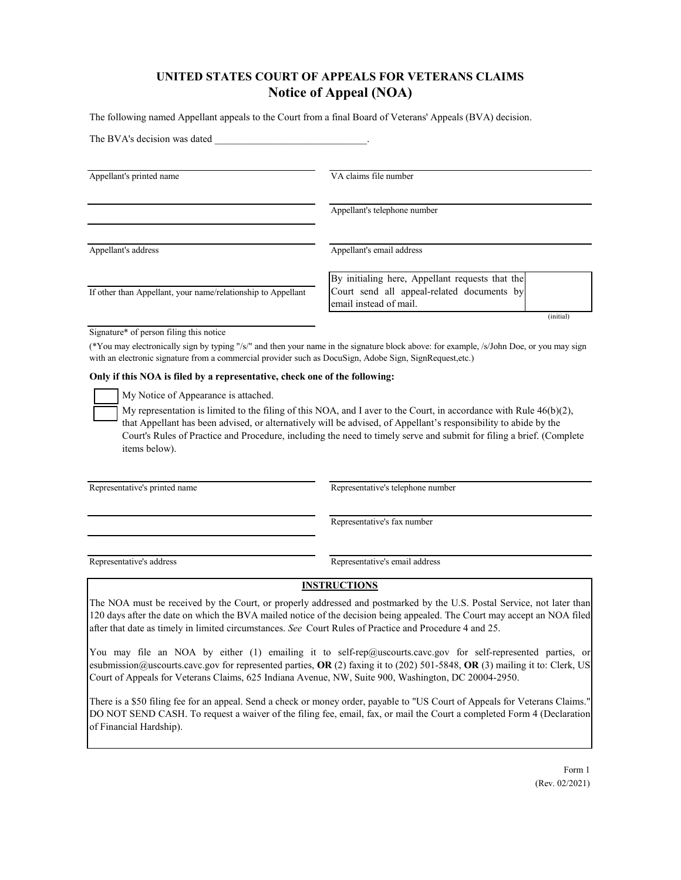# UNITED STATES COURT OF APPEALS FOR VETERANS CLAIMS

## Notice of Appeal (NOA)

The following named Appellant appeals to the Court from a final Board of Veterans' Appeals (BVA) decision.

The BVA's decision was dated ______________________________.

| | |
|---|---|
| Appellant's printed name | VA claims file number |
| | Appellant's telephone number |
| Appellant's address | Appellant's email address |
| If other than Appellant, your name/relationship to Appellant | By initialing here, Appellant requests that the Court send all appeal-related documents by email instead of mail. ________ (initial) |
| Signature* of person filing this notice | |

(*You may electronically sign by typing "/s/" and then your name in the signature block above: for example, /s/John Doe, or you may sign with an electronic signature from a commercial provider such as DocuSign, Adobe Sign, SignRequest,etc.)

**Only if this NOA is filed by a representative, check one of the following:**

- [ ] My Notice of Appearance is attached.
- [ ] My representation is limited to the filing of this NOA, and I aver to the Court, in accordance with Rule 46(b)(2), that Appellant has been advised, or alternatively will be advised, of Appellant's responsibility to abide by the Court's Rules of Practice and Procedure, including the need to timely serve and submit for filing a brief. (Complete items below).

| | |
|---|---|
| Representative's printed name | Representative's telephone number |
| | Representative's fax number |
| Representative's address | Representative's email address |

**INSTRUCTIONS**

The NOA must be received by the Court, or properly addressed and postmarked by the U.S. Postal Service, not later than 120 days after the date on which the BVA mailed notice of the decision being appealed. The Court may accept an NOA filed after that date as timely in limited circumstances. *See* Court Rules of Practice and Procedure 4 and 25.

You may file an NOA by either (1) emailing it to self-rep@uscourts.cavc.gov for self-represented parties, or esubmission@uscourts.cavc.gov for represented parties, **OR** (2) faxing it to (202) 501-5848, **OR** (3) mailing it to: Clerk, US Court of Appeals for Veterans Claims, 625 Indiana Avenue, NW, Suite 900, Washington, DC 20004-2950.

There is a $50 filing fee for an appeal. Send a check or money order, payable to "US Court of Appeals for Veterans Claims." DO NOT SEND CASH. To request a waiver of the filing fee, email, fax, or mail the Court a completed Form 4 (Declaration of Financial Hardship).

Form 1
(Rev. 02/2021)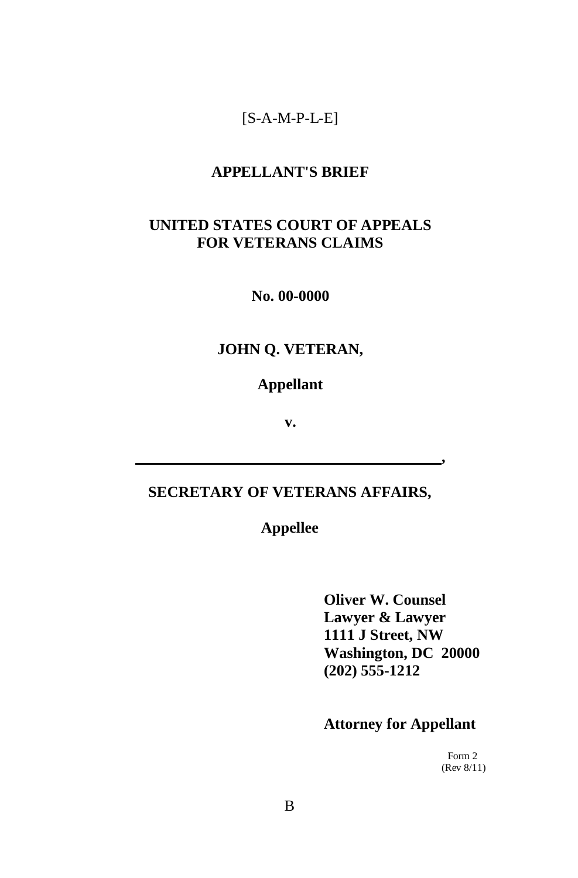[S-A-M-P-L-E]

# APPELLANT'S BRIEF

## UNITED STATES COURT OF APPEALS FOR VETERANS CLAIMS

**No. 00-0000**

**JOHN Q. VETERAN,**

**Appellant**

**v.**

**____________________________________,**

**SECRETARY OF VETERANS AFFAIRS,**

**Appellee**

**Oliver W. Counsel**
**Lawyer & Lawyer**
**1111 J Street, NW**
**Washington, DC 20000**
**(202) 555-1212**

**Attorney for Appellant**

Form 2
(Rev 8/11)

B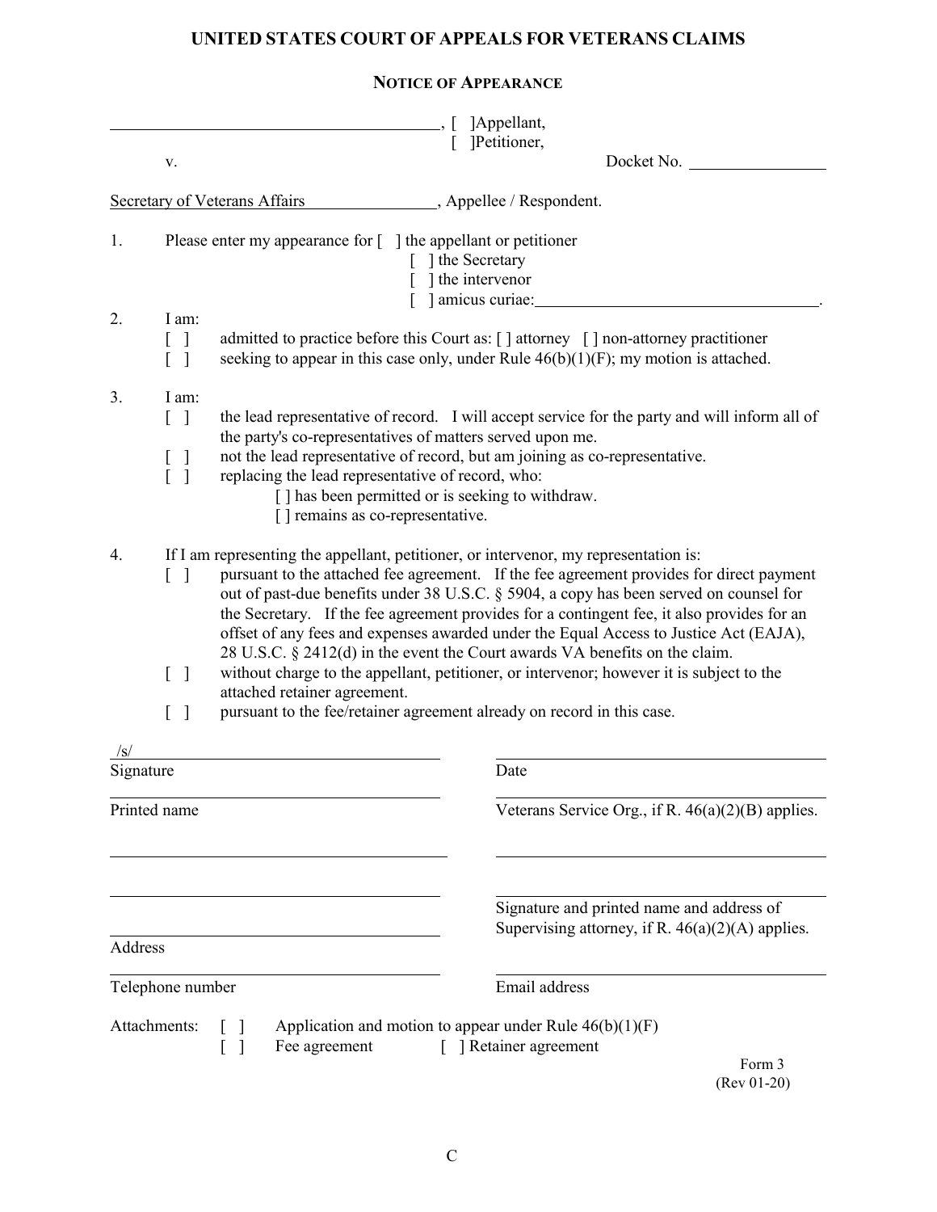# UNITED STATES COURT OF APPEALS FOR VETERANS CLAIMS

## NOTICE OF APPEARANCE

________________________________________, [ ]Appellant,
[ ]Petitioner,

v.                                                                                   Docket No. ______________

Secretary of Veterans Affairs, Appellee / Respondent.

1. Please enter my appearance for [ ] the appellant or petitioner
   [ ] the Secretary
   [ ] the intervenor
   [ ] amicus curiae:________________________________.

2. I am:
   [ ] admitted to practice before this Court as: [ ] attorney [ ] non-attorney practitioner
   [ ] seeking to appear in this case only, under Rule 46(b)(1)(F); my motion is attached.

3. I am:
   [ ] the lead representative of record. I will accept service for the party and will inform all of the party's co-representatives of matters served upon me.
   [ ] not the lead representative of record, but am joining as co-representative.
   [ ] replacing the lead representative of record, who:
      [ ] has been permitted or is seeking to withdraw.
      [ ] remains as co-representative.

4. If I am representing the appellant, petitioner, or intervenor, my representation is:
   [ ] pursuant to the attached fee agreement. If the fee agreement provides for direct payment out of past-due benefits under 38 U.S.C. § 5904, a copy has been served on counsel for the Secretary. If the fee agreement provides for a contingent fee, it also provides for an offset of any fees and expenses awarded under the Equal Access to Justice Act (EAJA), 28 U.S.C. § 2412(d) in the event the Court awards VA benefits on the claim.
   [ ] without charge to the appellant, petitioner, or intervenor; however it is subject to the attached retainer agreement.
   [ ] pursuant to the fee/retainer agreement already on record in this case.

/s/________________________________ ________________________________
Signature Date

________________________________ ________________________________
Printed name Veterans Service Org., if R. 46(a)(2)(B) applies.

________________________________ ________________________________

________________________________ ________________________________
Signature and printed name and address of Supervising attorney, if R. 46(a)(2)(A) applies.

________________________________
Address

________________________________ ________________________________
Telephone number Email address

Attachments: [ ] Application and motion to appear under Rule 46(b)(1)(F)
[ ] Fee agreement [ ] Retainer agreement

Form 3
(Rev 01-20)

C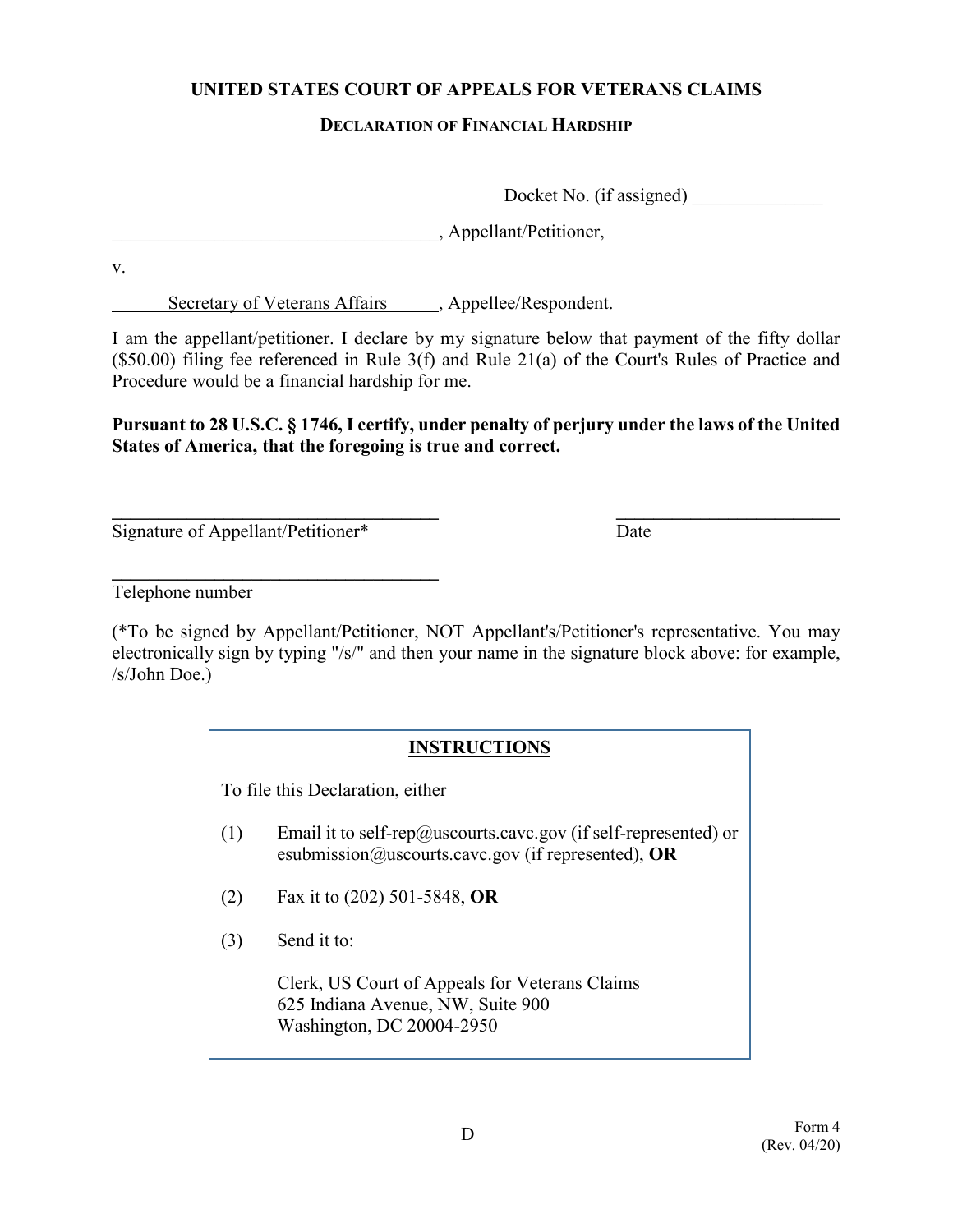**UNITED STATES COURT OF APPEALS FOR VETERANS CLAIMS**

**DECLARATION OF FINANCIAL HARDSHIP**

Docket No. (if assigned) ______________

___________________________________, Appellant/Petitioner,

v.

Secretary of Veterans Affairs, Appellee/Respondent.

I am the appellant/petitioner. I declare by my signature below that payment of the fifty dollar ($50.00) filing fee referenced in Rule 3(f) and Rule 21(a) of the Court's Rules of Practice and Procedure would be a financial hardship for me.

**Pursuant to 28 U.S.C. § 1746, I certify, under penalty of perjury under the laws of the United States of America, that the foregoing is true and correct.**

___________________________________ ________________________

Signature of Appellant/Petitioner* Date

___________________________________

Telephone number

(*To be signed by Appellant/Petitioner, NOT Appellant's/Petitioner's representative. You may electronically sign by typing "/s/" and then your name in the signature block above: for example, /s/John Doe.)

**INSTRUCTIONS**

To file this Declaration, either

(1) Email it to self-rep@uscourts.cavc.gov (if self-represented) or esubmission@uscourts.cavc.gov (if represented), **OR**

(2) Fax it to (202) 501-5848, **OR**

(3) Send it to:

Clerk, US Court of Appeals for Veterans Claims
625 Indiana Avenue, NW, Suite 900
Washington, DC 20004-2950

D

Form 4
(Rev. 04/20)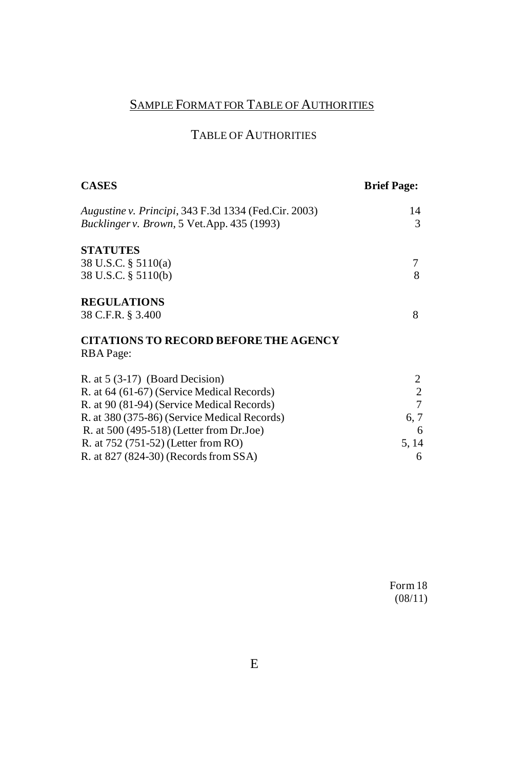<u>SAMPLE FORMAT FOR TABLE OF AUTHORITIES</u>

TABLE OF AUTHORITIES

| **CASES** | **Brief Page:** |
|---|---|
| *Augustine v. Principi*, 343 F.3d 1334 (Fed.Cir. 2003) | 14 |
| *Bucklinger v. Brown*, 5 Vet.App. 435 (1993) | 3 |
| **STATUTES** | |
| 38 U.S.C. § 5110(a) | 7 |
| 38 U.S.C. § 5110(b) | 8 |
| **REGULATIONS** | |
| 38 C.F.R. § 3.400 | 8 |
| **CITATIONS TO RECORD BEFORE THE AGENCY** | |
| RBA Page: | |
| R. at 5 (3-17) (Board Decision) | 2 |
| R. at 64 (61-67) (Service Medical Records) | 2 |
| R. at 90 (81-94) (Service Medical Records) | 7 |
| R. at 380 (375-86) (Service Medical Records) | 6, 7 |
| R. at 500 (495-518) (Letter from Dr.Joe) | 6 |
| R. at 752 (751-52) (Letter from RO) | 5, 14 |
| R. at 827 (824-30) (Records from SSA) | 6 |

Form 18
(08/11)

E